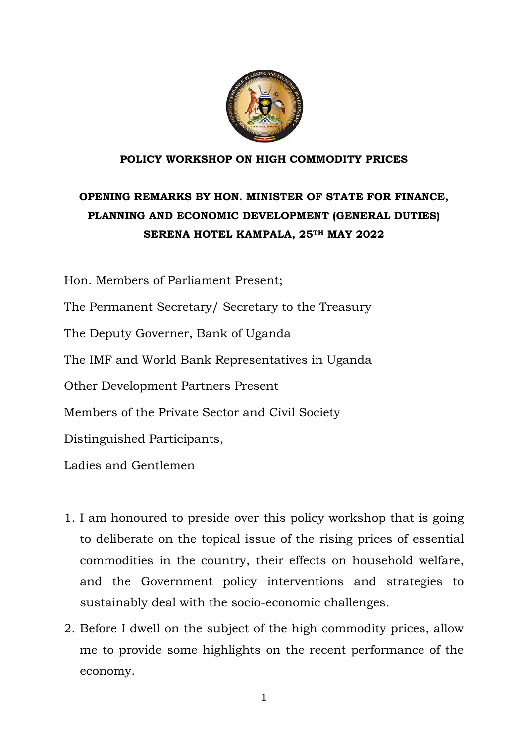**POLICY WORKSHOP ON HIGH COMMODITY PRICES**

**OPENING REMARKS BY HON. MINISTER OF STATE FOR FINANCE, PLANNING AND ECONOMIC DEVELOPMENT (GENERAL DUTIES) SERENA HOTEL KAMPALA, 25TH MAY 2022**

Hon. Members of Parliament Present;

The Permanent Secretary/ Secretary to the Treasury

The Deputy Governer, Bank of Uganda

The IMF and World Bank Representatives in Uganda

Other Development Partners Present

Members of the Private Sector and Civil Society

Distinguished Participants,

Ladies and Gentlemen

1. I am honoured to preside over this policy workshop that is going to deliberate on the topical issue of the rising prices of essential commodities in the country, their effects on household welfare, and the Government policy interventions and strategies to sustainably deal with the socio-economic challenges.
2. Before I dwell on the subject of the high commodity prices, allow me to provide some highlights on the recent performance of the economy.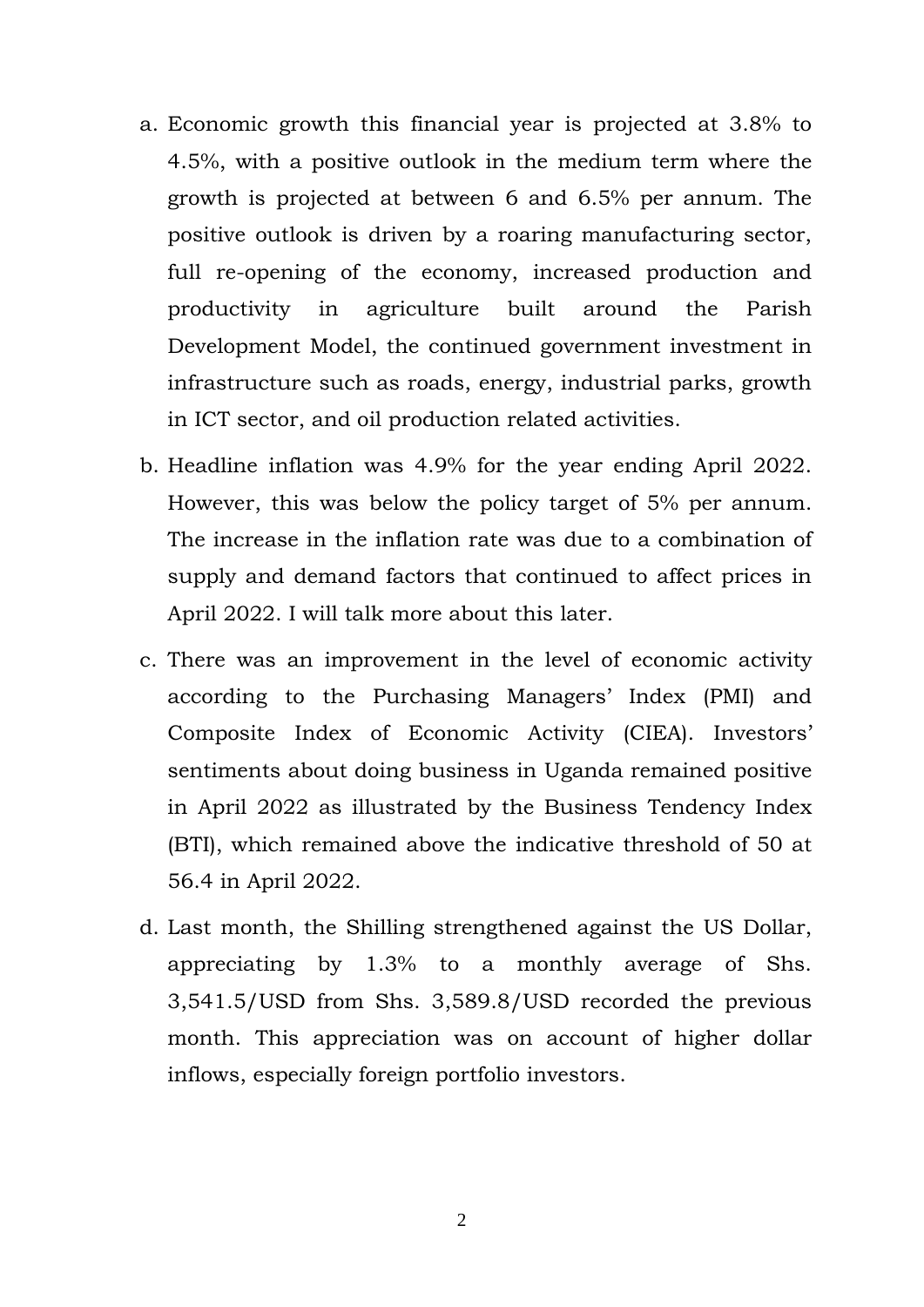a. Economic growth this financial year is projected at 3.8% to 4.5%, with a positive outlook in the medium term where the growth is projected at between 6 and 6.5% per annum. The positive outlook is driven by a roaring manufacturing sector, full re-opening of the economy, increased production and productivity in agriculture built around the Parish Development Model, the continued government investment in infrastructure such as roads, energy, industrial parks, growth in ICT sector, and oil production related activities.

b. Headline inflation was 4.9% for the year ending April 2022. However, this was below the policy target of 5% per annum. The increase in the inflation rate was due to a combination of supply and demand factors that continued to affect prices in April 2022. I will talk more about this later.

c. There was an improvement in the level of economic activity according to the Purchasing Managers' Index (PMI) and Composite Index of Economic Activity (CIEA). Investors' sentiments about doing business in Uganda remained positive in April 2022 as illustrated by the Business Tendency Index (BTI), which remained above the indicative threshold of 50 at 56.4 in April 2022.

d. Last month, the Shilling strengthened against the US Dollar, appreciating by 1.3% to a monthly average of Shs. 3,541.5/USD from Shs. 3,589.8/USD recorded the previous month. This appreciation was on account of higher dollar inflows, especially foreign portfolio investors.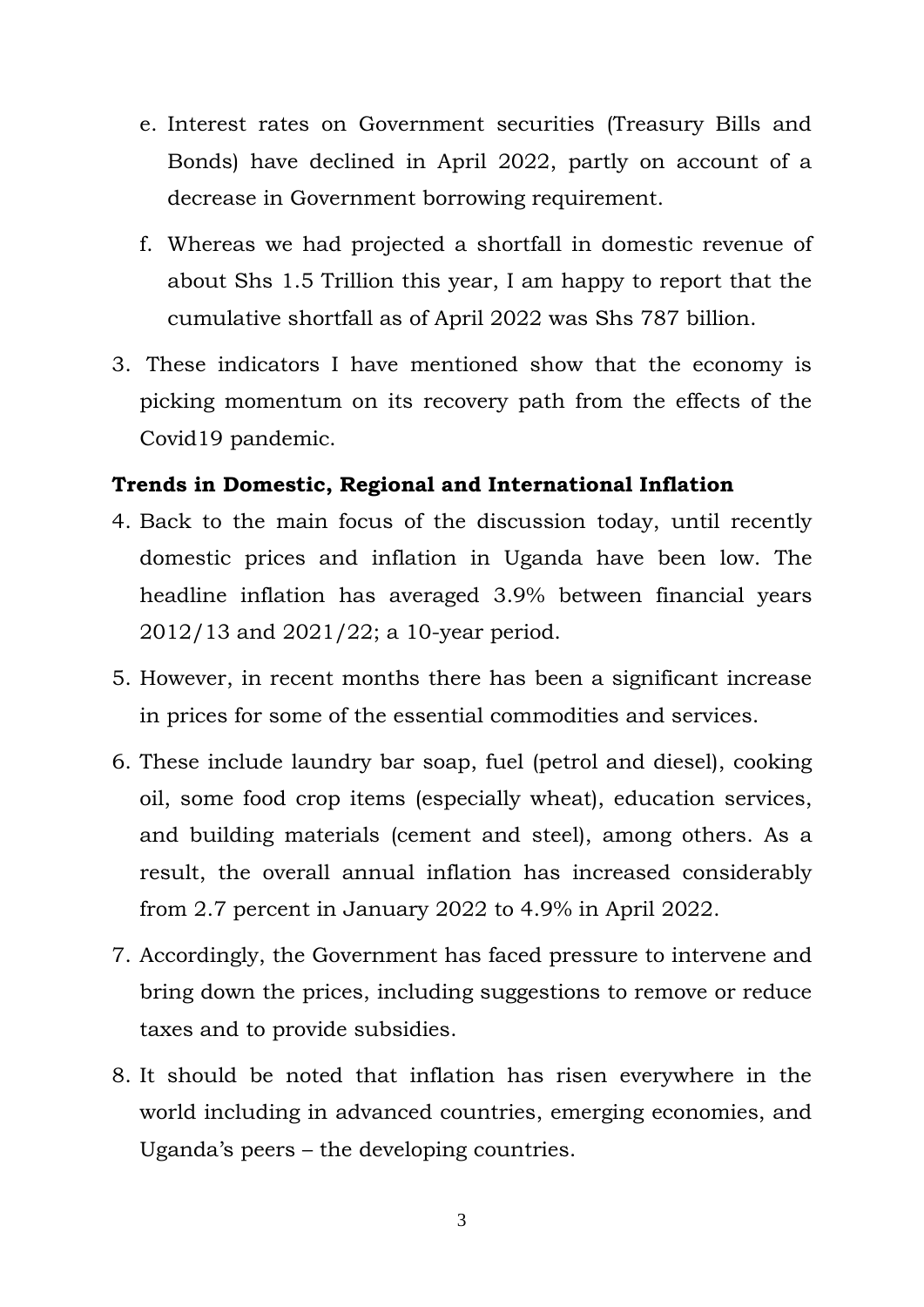e. Interest rates on Government securities (Treasury Bills and Bonds) have declined in April 2022, partly on account of a decrease in Government borrowing requirement.

f. Whereas we had projected a shortfall in domestic revenue of about Shs 1.5 Trillion this year, I am happy to report that the cumulative shortfall as of April 2022 was Shs 787 billion.

3. These indicators I have mentioned show that the economy is picking momentum on its recovery path from the effects of the Covid19 pandemic.

**Trends in Domestic, Regional and International Inflation**

4. Back to the main focus of the discussion today, until recently domestic prices and inflation in Uganda have been low. The headline inflation has averaged 3.9% between financial years 2012/13 and 2021/22; a 10-year period.

5. However, in recent months there has been a significant increase in prices for some of the essential commodities and services.

6. These include laundry bar soap, fuel (petrol and diesel), cooking oil, some food crop items (especially wheat), education services, and building materials (cement and steel), among others. As a result, the overall annual inflation has increased considerably from 2.7 percent in January 2022 to 4.9% in April 2022.

7. Accordingly, the Government has faced pressure to intervene and bring down the prices, including suggestions to remove or reduce taxes and to provide subsidies.

8. It should be noted that inflation has risen everywhere in the world including in advanced countries, emerging economies, and Uganda's peers – the developing countries.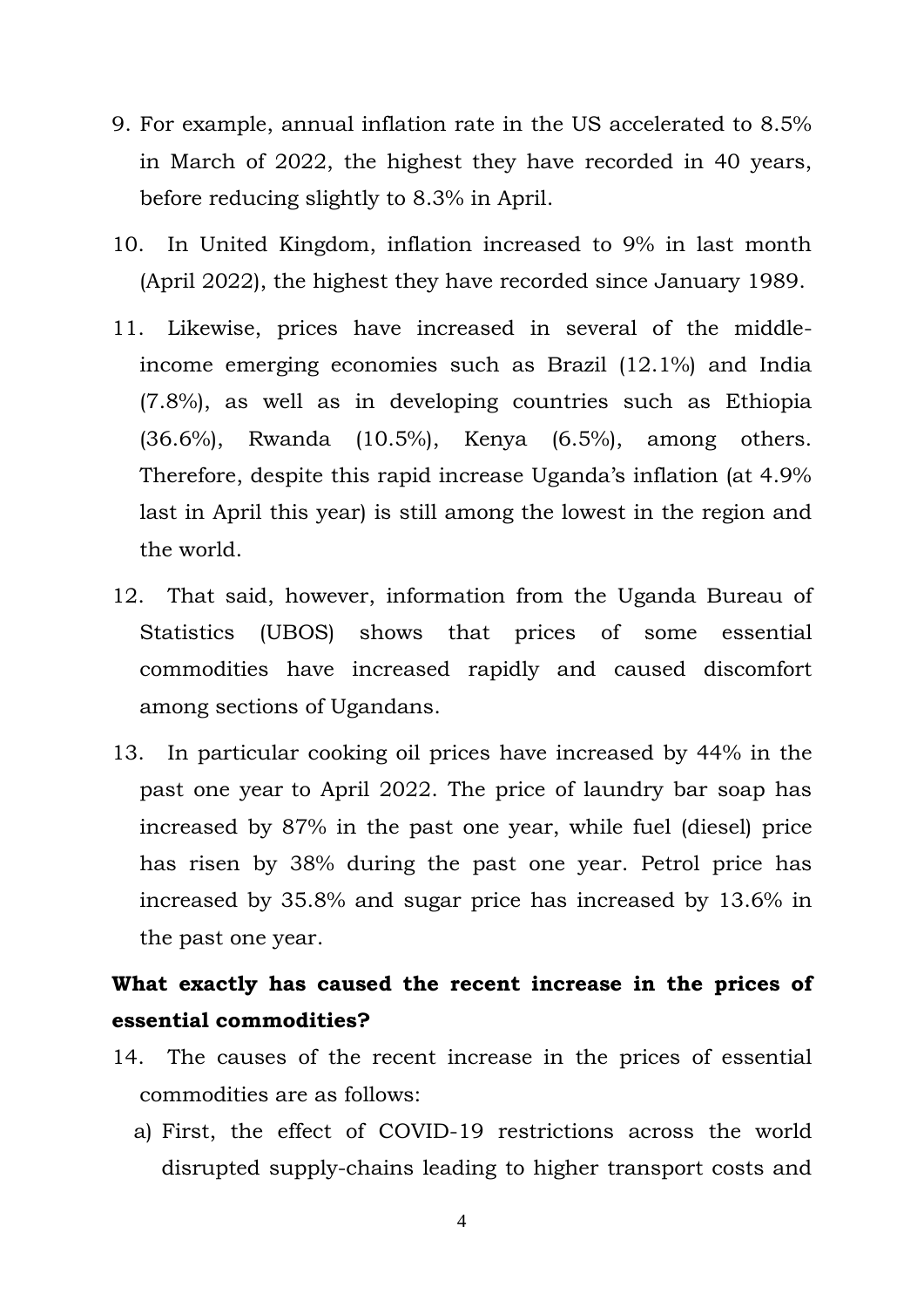9. For example, annual inflation rate in the US accelerated to 8.5% in March of 2022, the highest they have recorded in 40 years, before reducing slightly to 8.3% in April.

10. In United Kingdom, inflation increased to 9% in last month (April 2022), the highest they have recorded since January 1989.

11. Likewise, prices have increased in several of the middle-income emerging economies such as Brazil (12.1%) and India (7.8%), as well as in developing countries such as Ethiopia (36.6%), Rwanda (10.5%), Kenya (6.5%), among others. Therefore, despite this rapid increase Uganda's inflation (at 4.9% last in April this year) is still among the lowest in the region and the world.

12. That said, however, information from the Uganda Bureau of Statistics (UBOS) shows that prices of some essential commodities have increased rapidly and caused discomfort among sections of Ugandans.

13. In particular cooking oil prices have increased by 44% in the past one year to April 2022. The price of laundry bar soap has increased by 87% in the past one year, while fuel (diesel) price has risen by 38% during the past one year. Petrol price has increased by 35.8% and sugar price has increased by 13.6% in the past one year.

**What exactly has caused the recent increase in the prices of essential commodities?**

14. The causes of the recent increase in the prices of essential commodities are as follows:

    a) First, the effect of COVID-19 restrictions across the world disrupted supply-chains leading to higher transport costs and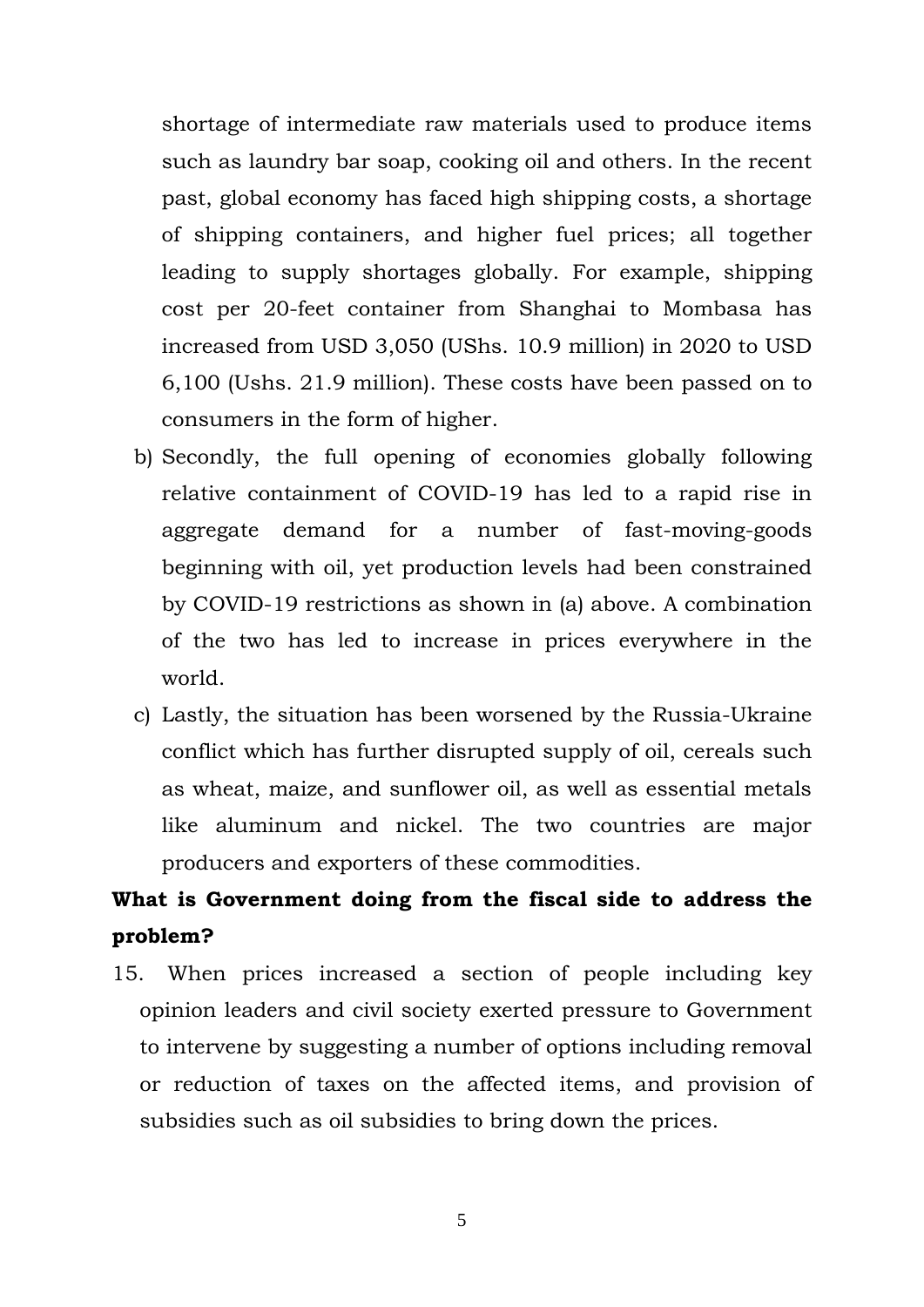shortage of intermediate raw materials used to produce items such as laundry bar soap, cooking oil and others. In the recent past, global economy has faced high shipping costs, a shortage of shipping containers, and higher fuel prices; all together leading to supply shortages globally. For example, shipping cost per 20-feet container from Shanghai to Mombasa has increased from USD 3,050 (UShs. 10.9 million) in 2020 to USD 6,100 (Ushs. 21.9 million). These costs have been passed on to consumers in the form of higher.

b) Secondly, the full opening of economies globally following relative containment of COVID-19 has led to a rapid rise in aggregate demand for a number of fast-moving-goods beginning with oil, yet production levels had been constrained by COVID-19 restrictions as shown in (a) above. A combination of the two has led to increase in prices everywhere in the world.

c) Lastly, the situation has been worsened by the Russia-Ukraine conflict which has further disrupted supply of oil, cereals such as wheat, maize, and sunflower oil, as well as essential metals like aluminum and nickel. The two countries are major producers and exporters of these commodities.

**What is Government doing from the fiscal side to address the problem?**

15. When prices increased a section of people including key opinion leaders and civil society exerted pressure to Government to intervene by suggesting a number of options including removal or reduction of taxes on the affected items, and provision of subsidies such as oil subsidies to bring down the prices.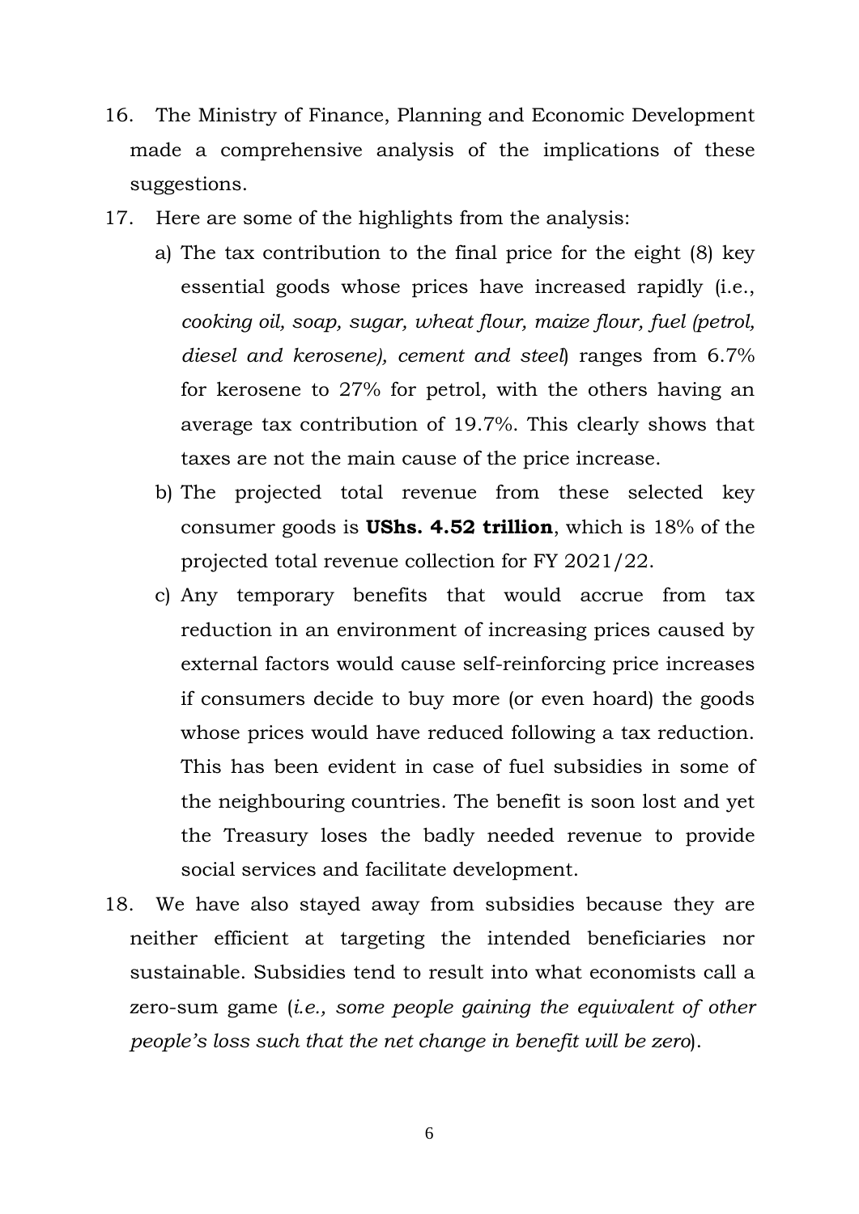16. The Ministry of Finance, Planning and Economic Development made a comprehensive analysis of the implications of these suggestions.

17. Here are some of the highlights from the analysis:

    a) The tax contribution to the final price for the eight (8) key essential goods whose prices have increased rapidly (i.e., *cooking oil, soap, sugar, wheat flour, maize flour, fuel (petrol, diesel and kerosene), cement and steel*) ranges from 6.7% for kerosene to 27% for petrol, with the others having an average tax contribution of 19.7%. This clearly shows that taxes are not the main cause of the price increase.

    b) The projected total revenue from these selected key consumer goods is **UShs. 4.52 trillion**, which is 18% of the projected total revenue collection for FY 2021/22.

    c) Any temporary benefits that would accrue from tax reduction in an environment of increasing prices caused by external factors would cause self-reinforcing price increases if consumers decide to buy more (or even hoard) the goods whose prices would have reduced following a tax reduction. This has been evident in case of fuel subsidies in some of the neighbouring countries. The benefit is soon lost and yet the Treasury loses the badly needed revenue to provide social services and facilitate development.

18. We have also stayed away from subsidies because they are neither efficient at targeting the intended beneficiaries nor sustainable. Subsidies tend to result into what economists call a zero-sum game (*i.e., some people gaining the equivalent of other people's loss such that the net change in benefit will be zero*).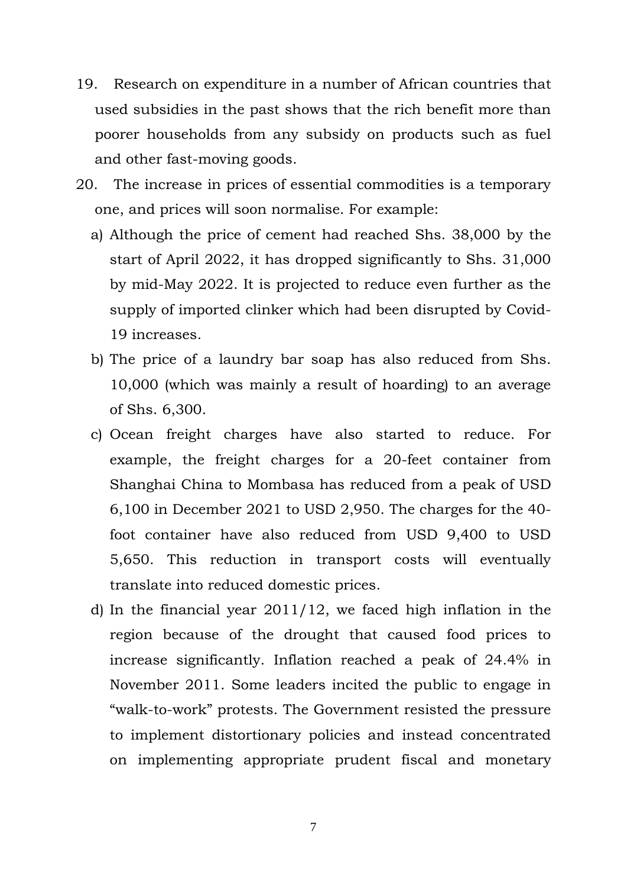19. Research on expenditure in a number of African countries that used subsidies in the past shows that the rich benefit more than poorer households from any subsidy on products such as fuel and other fast-moving goods.

20. The increase in prices of essential commodities is a temporary one, and prices will soon normalise. For example:

    a) Although the price of cement had reached Shs. 38,000 by the start of April 2022, it has dropped significantly to Shs. 31,000 by mid-May 2022. It is projected to reduce even further as the supply of imported clinker which had been disrupted by Covid-19 increases.

    b) The price of a laundry bar soap has also reduced from Shs. 10,000 (which was mainly a result of hoarding) to an average of Shs. 6,300.

    c) Ocean freight charges have also started to reduce. For example, the freight charges for a 20-feet container from Shanghai China to Mombasa has reduced from a peak of USD 6,100 in December 2021 to USD 2,950. The charges for the 40-foot container have also reduced from USD 9,400 to USD 5,650. This reduction in transport costs will eventually translate into reduced domestic prices.

    d) In the financial year 2011/12, we faced high inflation in the region because of the drought that caused food prices to increase significantly. Inflation reached a peak of 24.4% in November 2011. Some leaders incited the public to engage in "walk-to-work" protests. The Government resisted the pressure to implement distortionary policies and instead concentrated on implementing appropriate prudent fiscal and monetary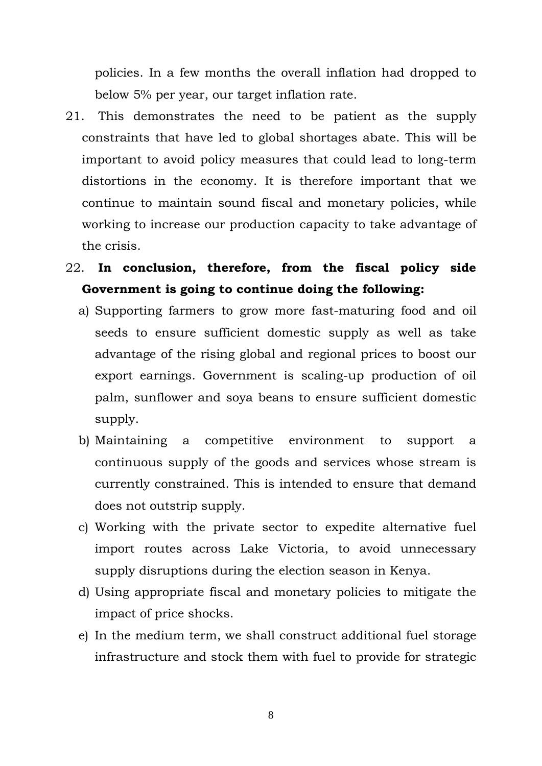policies. In a few months the overall inflation had dropped to below 5% per year, our target inflation rate.

21. This demonstrates the need to be patient as the supply constraints that have led to global shortages abate. This will be important to avoid policy measures that could lead to long-term distortions in the economy. It is therefore important that we continue to maintain sound fiscal and monetary policies, while working to increase our production capacity to take advantage of the crisis.

22. **In conclusion, therefore, from the fiscal policy side Government is going to continue doing the following:**

    a) Supporting farmers to grow more fast-maturing food and oil seeds to ensure sufficient domestic supply as well as take advantage of the rising global and regional prices to boost our export earnings. Government is scaling-up production of oil palm, sunflower and soya beans to ensure sufficient domestic supply.

    b) Maintaining a competitive environment to support a continuous supply of the goods and services whose stream is currently constrained. This is intended to ensure that demand does not outstrip supply.

    c) Working with the private sector to expedite alternative fuel import routes across Lake Victoria, to avoid unnecessary supply disruptions during the election season in Kenya.

    d) Using appropriate fiscal and monetary policies to mitigate the impact of price shocks.

    e) In the medium term, we shall construct additional fuel storage infrastructure and stock them with fuel to provide for strategic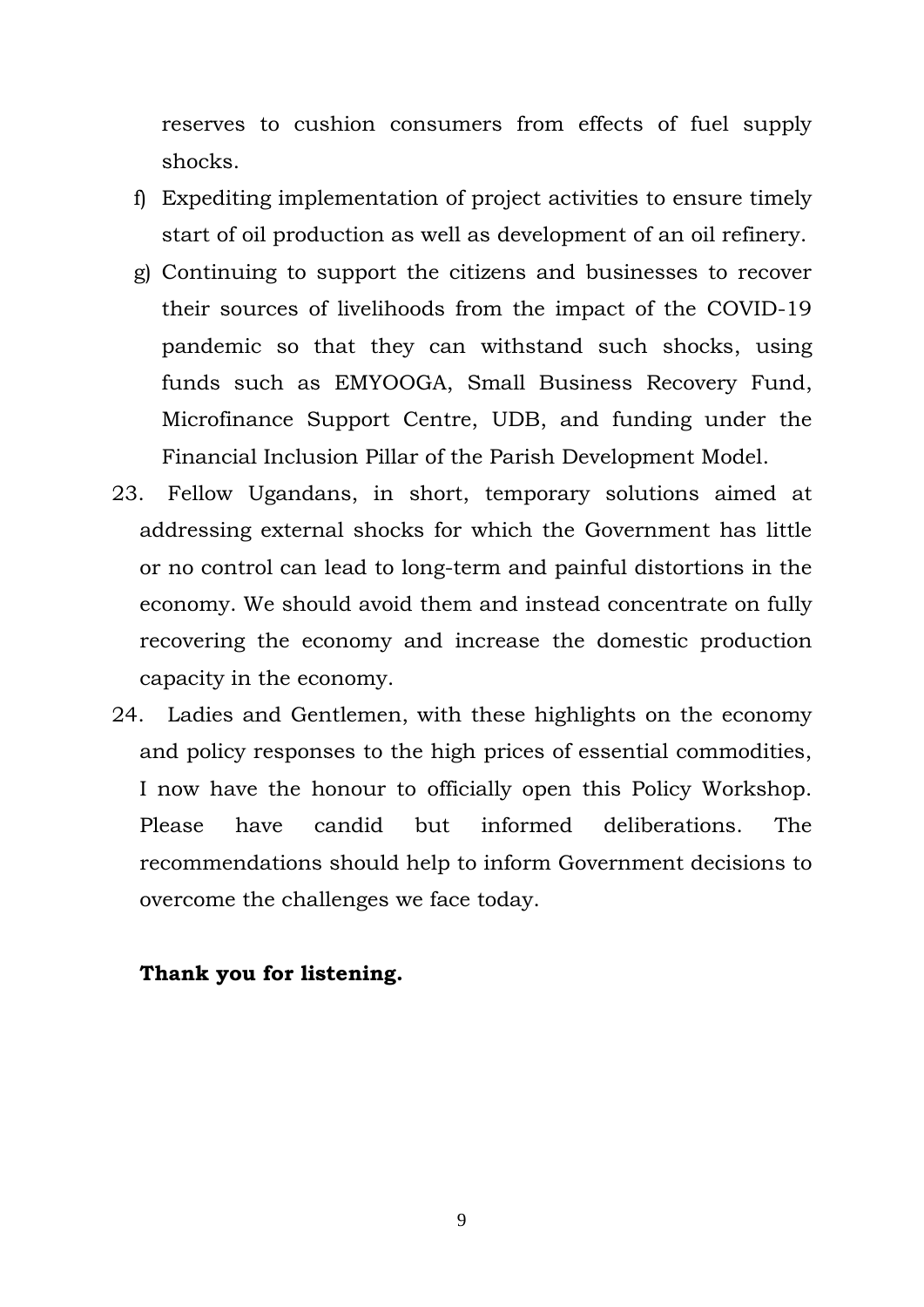reserves to cushion consumers from effects of fuel supply shocks.

f) Expediting implementation of project activities to ensure timely start of oil production as well as development of an oil refinery.

g) Continuing to support the citizens and businesses to recover their sources of livelihoods from the impact of the COVID-19 pandemic so that they can withstand such shocks, using funds such as EMYOOGA, Small Business Recovery Fund, Microfinance Support Centre, UDB, and funding under the Financial Inclusion Pillar of the Parish Development Model.

23. Fellow Ugandans, in short, temporary solutions aimed at addressing external shocks for which the Government has little or no control can lead to long-term and painful distortions in the economy. We should avoid them and instead concentrate on fully recovering the economy and increase the domestic production capacity in the economy.

24. Ladies and Gentlemen, with these highlights on the economy and policy responses to the high prices of essential commodities, I now have the honour to officially open this Policy Workshop. Please have candid but informed deliberations. The recommendations should help to inform Government decisions to overcome the challenges we face today.

**Thank you for listening.**